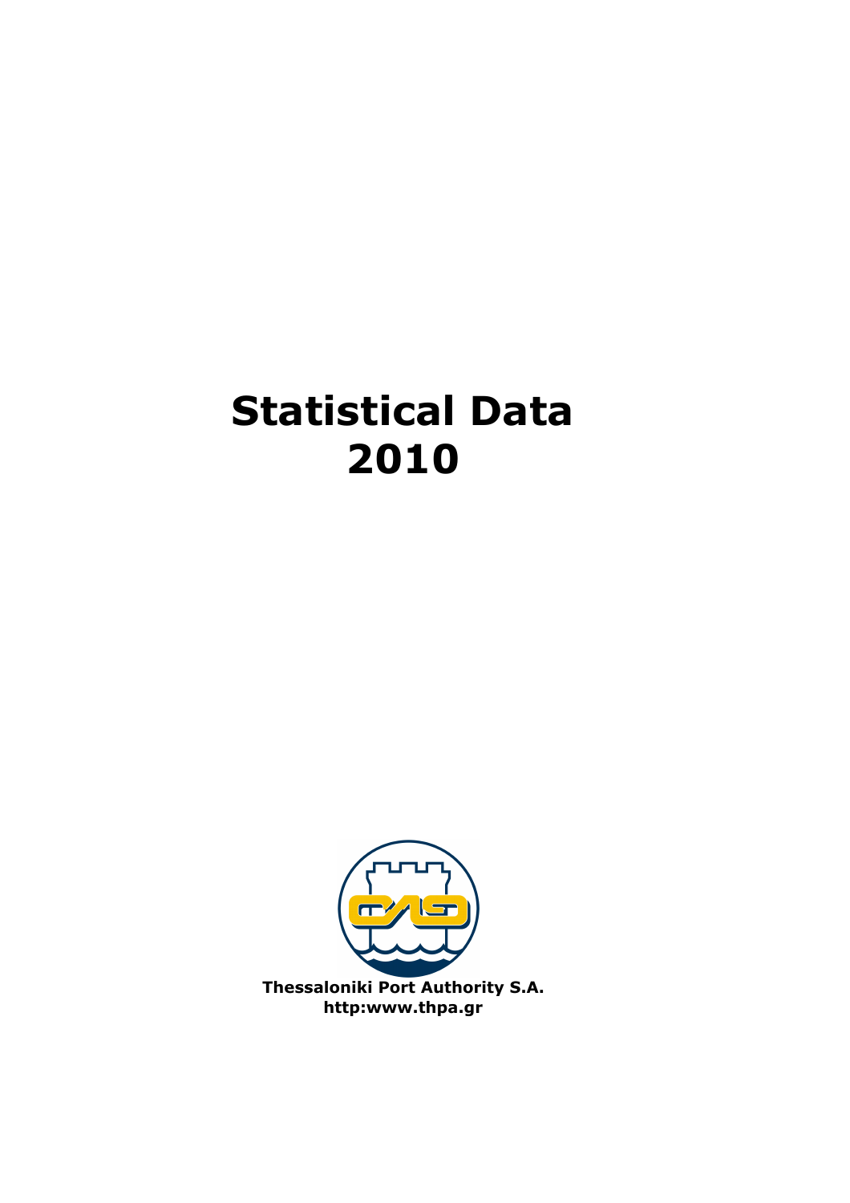# Statistical Data 2010

**Thessaloniki Port Authority S.A.**
**http:www.thpa.gr**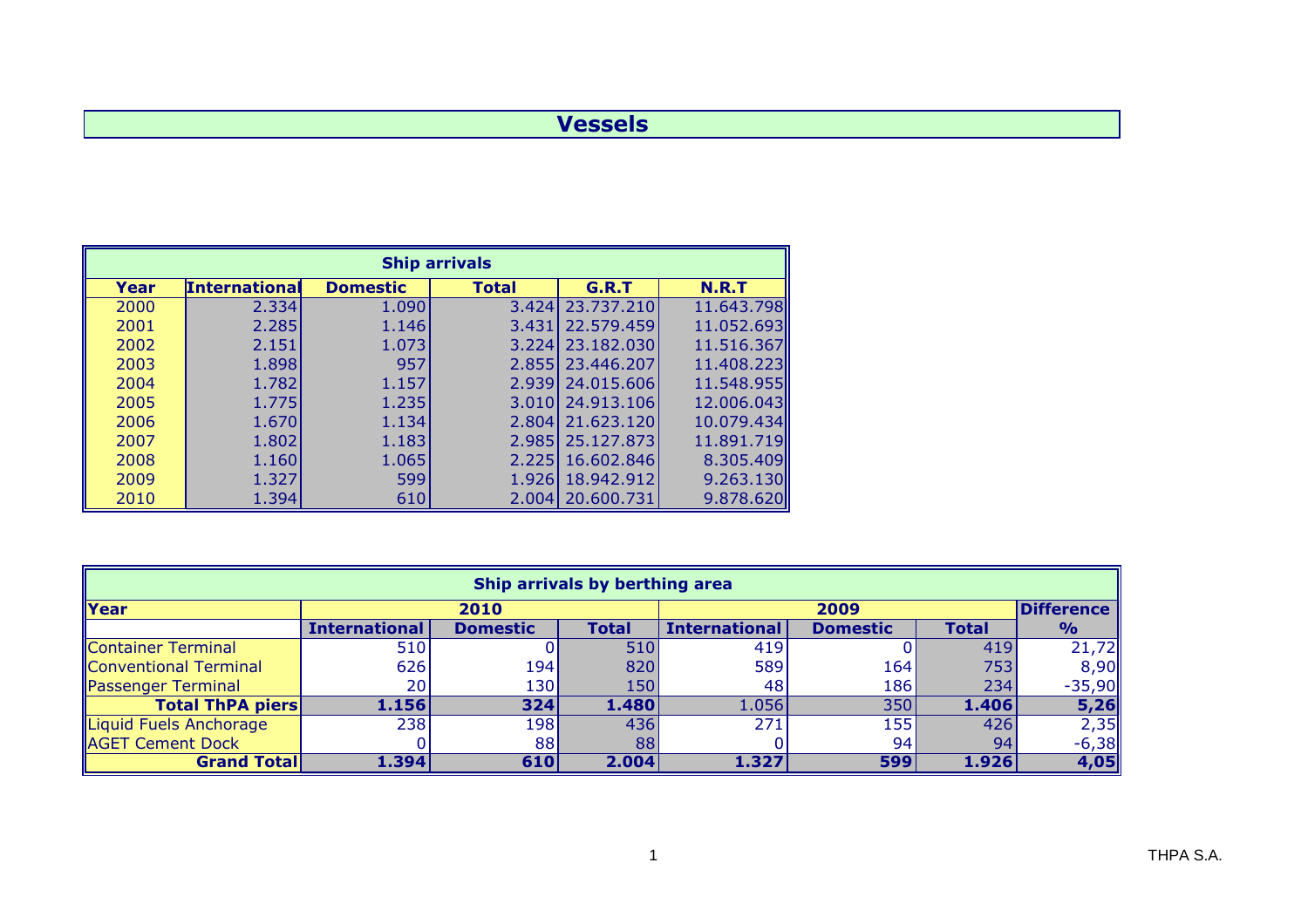# Vessels

| Ship arrivals | | | | | |
|---|---|---|---|---|---|
| **Year** | **International** | **Domestic** | **Total** | **G.R.T** | **N.R.T** |
| 2000 | 2.334 | 1.090 | 3.424 | 23.737.210 | 11.643.798 |
| 2001 | 2.285 | 1.146 | 3.431 | 22.579.459 | 11.052.693 |
| 2002 | 2.151 | 1.073 | 3.224 | 23.182.030 | 11.516.367 |
| 2003 | 1.898 | 957 | 2.855 | 23.446.207 | 11.408.223 |
| 2004 | 1.782 | 1.157 | 2.939 | 24.015.606 | 11.548.955 |
| 2005 | 1.775 | 1.235 | 3.010 | 24.913.106 | 12.006.043 |
| 2006 | 1.670 | 1.134 | 2.804 | 21.623.120 | 10.079.434 |
| 2007 | 1.802 | 1.183 | 2.985 | 25.127.873 | 11.891.719 |
| 2008 | 1.160 | 1.065 | 2.225 | 16.602.846 | 8.305.409 |
| 2009 | 1.327 | 599 | 1.926 | 18.942.912 | 9.263.130 |
| 2010 | 1.394 | 610 | 2.004 | 20.600.731 | 9.878.620 |

| Ship arrivals by berthing area | | | | | | | |
|---|---|---|---|---|---|---|---|
| **Year** | **2010** | | | **2009** | | | **Difference** |
| | **International** | **Domestic** | **Total** | **International** | **Domestic** | **Total** | **%** |
| Container Terminal | 510 | 0 | 510 | 419 | 0 | 419 | 21,72 |
| Conventional Terminal | 626 | 194 | 820 | 589 | 164 | 753 | 8,90 |
| Passenger Terminal | 20 | 130 | 150 | 48 | 186 | 234 | -35,90 |
| **Total ThPA piers** | **1.156** | **324** | **1.480** | 1.056 | 350 | **1.406** | **5,26** |
| Liquid Fuels Anchorage | 238 | 198 | 436 | 271 | 155 | 426 | 2,35 |
| AGET Cement Dock | 0 | 88 | 88 | 0 | 94 | 94 | -6,38 |
| **Grand Total** | **1.394** | **610** | **2.004** | **1.327** | **599** | **1.926** | **4,05** |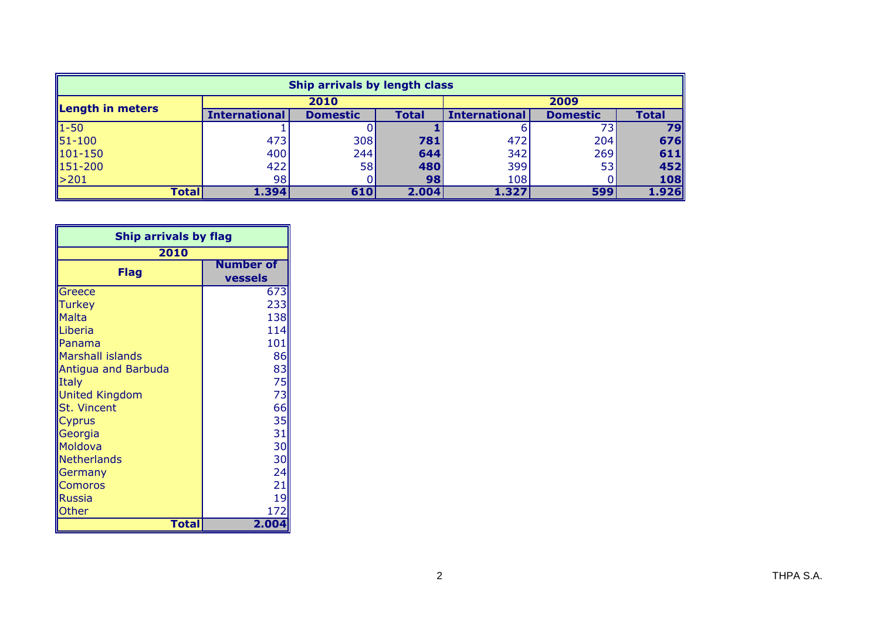| Ship arrivals by length class | | | | | | |
|---|---|---|---|---|---|---|
| **Length in meters** | **2010** | | | **2009** | | |
| | **International** | **Domestic** | **Total** | **International** | **Domestic** | **Total** |
| 1-50 | 1 | 0 | **1** | 6 | 73 | **79** |
| 51-100 | 473 | 308 | **781** | 472 | 204 | **676** |
| 101-150 | 400 | 244 | **644** | 342 | 269 | **611** |
| 151-200 | 422 | 58 | **480** | 399 | 53 | **452** |
| >201 | 98 | 0 | **98** | 108 | 0 | **108** |
| **Total** | **1.394** | **610** | **2.004** | **1.327** | **599** | **1.926** |

| Ship arrivals by flag | |
|---|---|
| **2010** | |
| **Flag** | **Number of vessels** |
| Greece | 673 |
| Turkey | 233 |
| Malta | 138 |
| Liberia | 114 |
| Panama | 101 |
| Marshall islands | 86 |
| Antigua and Barbuda | 83 |
| Italy | 75 |
| United Kingdom | 73 |
| St. Vincent | 66 |
| Cyprus | 35 |
| Georgia | 31 |
| Moldova | 30 |
| Netherlands | 30 |
| Germany | 24 |
| Comoros | 21 |
| Russia | 19 |
| Other | 172 |
| **Total** | **2.004** |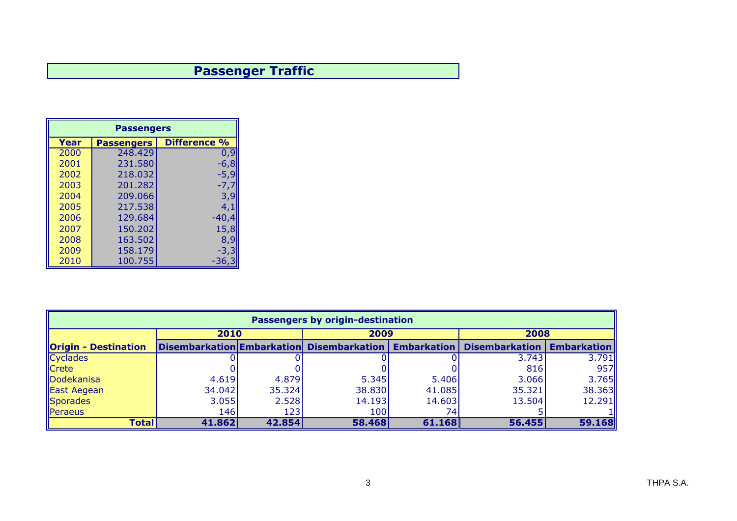# Passenger Traffic

| Passengers | | |
|---|---|---|
| **Year** | **Passengers** | **Difference %** |
| 2000 | 248.429 | 0,9 |
| 2001 | 231.580 | -6,8 |
| 2002 | 218.032 | -5,9 |
| 2003 | 201.282 | -7,7 |
| 2004 | 209.066 | 3,9 |
| 2005 | 217.538 | 4,1 |
| 2006 | 129.684 | -40,4 |
| 2007 | 150.202 | 15,8 |
| 2008 | 163.502 | 8,9 |
| 2009 | 158.179 | -3,3 |
| 2010 | 100.755 | -36,3 |

| Passengers by origin-destination | | | | | | |
|---|---|---|---|---|---|---|
| | **2010** | | **2009** | | **2008** | |
| **Origin - Destination** | **Disembarkation** | **Embarkation** | **Disembarkation** | **Embarkation** | **Disembarkation** | **Embarkation** |
| Cyclades | 0 | 0 | 0 | 0 | 3.743 | 3.791 |
| Crete | 0 | 0 | 0 | 0 | 816 | 957 |
| Dodekanisa | 4.619 | 4.879 | 5.345 | 5.406 | 3.066 | 3.765 |
| East Aegean | 34.042 | 35.324 | 38.830 | 41.085 | 35.321 | 38.363 |
| Sporades | 3.055 | 2.528 | 14.193 | 14.603 | 13.504 | 12.291 |
| Peraeus | 146 | 123 | 100 | 74 | 5 | 1 |
| **Total** | **41.862** | **42.854** | **58.468** | **61.168** | **56.455** | **59.168** |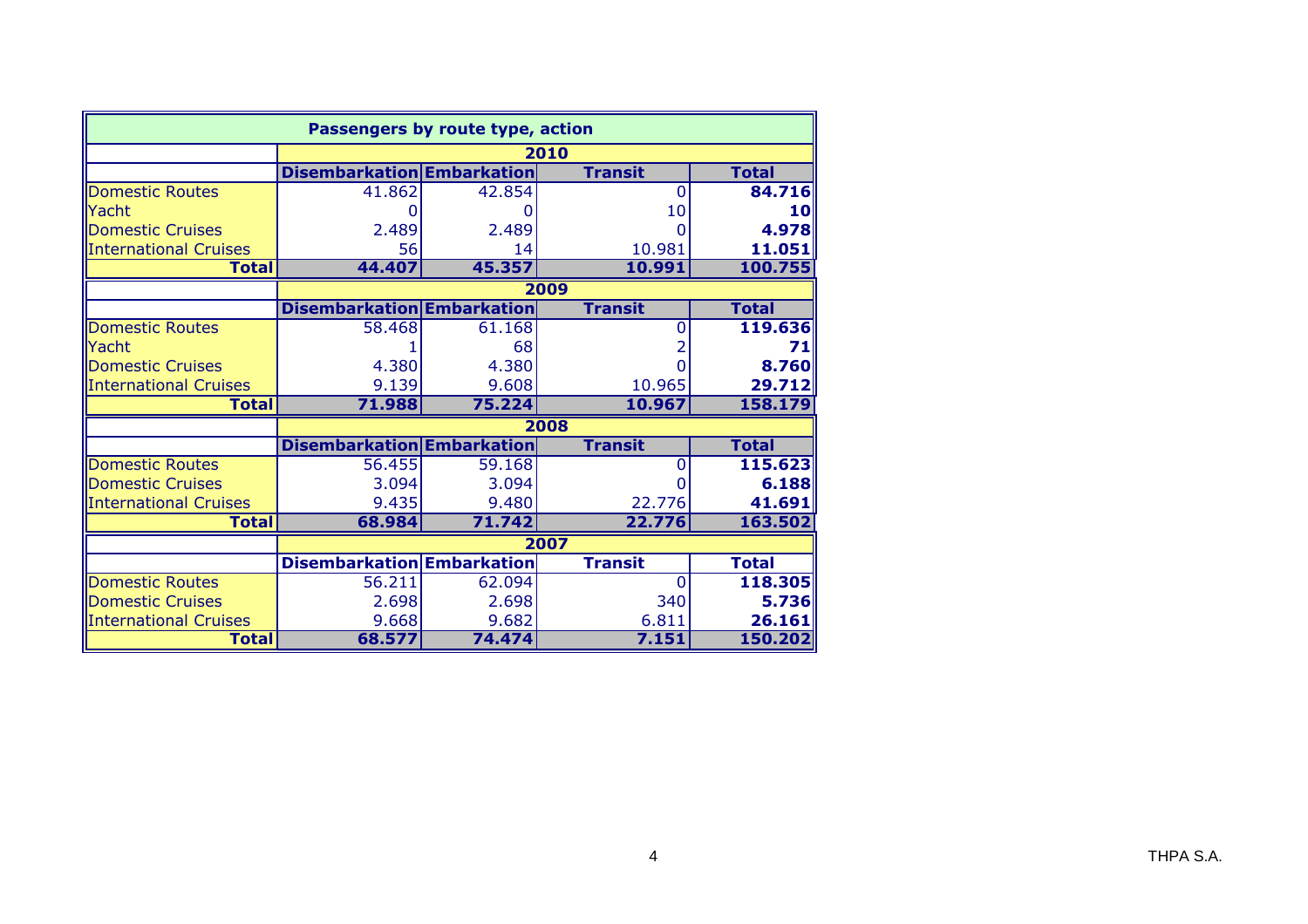## Passengers by route type, action

| | 2010 | | | |
|---|---|---|---|---|
| | Disembarkation | Embarkation | Transit | Total |
| Domestic Routes | 41.862 | 42.854 | 0 | **84.716** |
| Yacht | 0 | 0 | 10 | **10** |
| Domestic Cruises | 2.489 | 2.489 | 0 | **4.978** |
| International Cruises | 56 | 14 | 10.981 | **11.051** |
| **Total** | **44.407** | **45.357** | **10.991** | **100.755** |

| | 2009 | | | |
|---|---|---|---|---|
| | Disembarkation | Embarkation | Transit | Total |
| Domestic Routes | 58.468 | 61.168 | 0 | **119.636** |
| Yacht | 1 | 68 | 2 | **71** |
| Domestic Cruises | 4.380 | 4.380 | 0 | **8.760** |
| International Cruises | 9.139 | 9.608 | 10.965 | **29.712** |
| **Total** | **71.988** | **75.224** | **10.967** | **158.179** |

| | 2008 | | | |
|---|---|---|---|---|
| | Disembarkation | Embarkation | Transit | Total |
| Domestic Routes | 56.455 | 59.168 | 0 | **115.623** |
| Domestic Cruises | 3.094 | 3.094 | 0 | **6.188** |
| International Cruises | 9.435 | 9.480 | 22.776 | **41.691** |
| **Total** | **68.984** | **71.742** | **22.776** | **163.502** |

| | 2007 | | | |
|---|---|---|---|---|
| | Disembarkation | Embarkation | Transit | Total |
| Domestic Routes | 56.211 | 62.094 | 0 | **118.305** |
| Domestic Cruises | 2.698 | 2.698 | 340 | **5.736** |
| International Cruises | 9.668 | 9.682 | 6.811 | **26.161** |
| **Total** | **68.577** | **74.474** | **7.151** | **150.202** |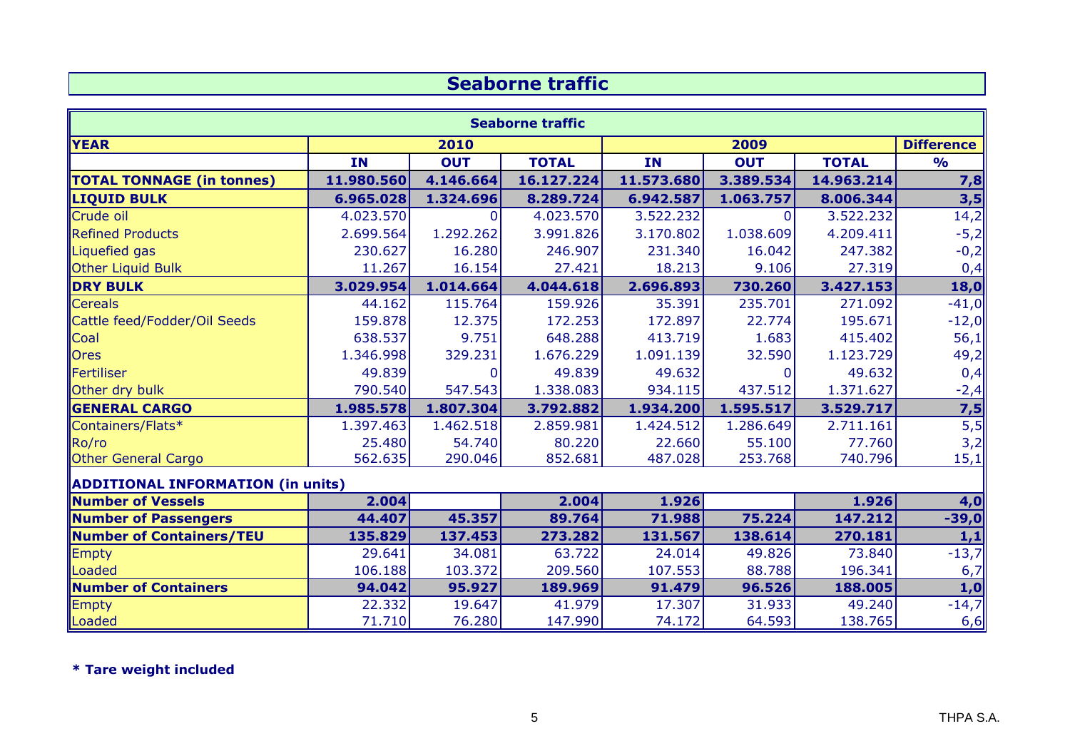# Seaborne traffic

| Seaborne traffic | | | | | | | |
|---|---|---|---|---|---|---|---|
| **YEAR** | **2010** | | | **2009** | | | **Difference** |
| | **IN** | **OUT** | **TOTAL** | **IN** | **OUT** | **TOTAL** | **%** |
| **TOTAL TONNAGE (in tonnes)** | **11.980.560** | **4.146.664** | **16.127.224** | **11.573.680** | **3.389.534** | **14.963.214** | **7,8** |
| **LIQUID BULK** | **6.965.028** | **1.324.696** | **8.289.724** | **6.942.587** | **1.063.757** | **8.006.344** | **3,5** |
| Crude oil | 4.023.570 | 0 | 4.023.570 | 3.522.232 | 0 | 3.522.232 | 14,2 |
| Refined Products | 2.699.564 | 1.292.262 | 3.991.826 | 3.170.802 | 1.038.609 | 4.209.411 | -5,2 |
| Liquefied gas | 230.627 | 16.280 | 246.907 | 231.340 | 16.042 | 247.382 | -0,2 |
| Other Liquid Bulk | 11.267 | 16.154 | 27.421 | 18.213 | 9.106 | 27.319 | 0,4 |
| **DRY BULK** | **3.029.954** | **1.014.664** | **4.044.618** | **2.696.893** | **730.260** | **3.427.153** | **18,0** |
| Cereals | 44.162 | 115.764 | 159.926 | 35.391 | 235.701 | 271.092 | -41,0 |
| Cattle feed/Fodder/Oil Seeds | 159.878 | 12.375 | 172.253 | 172.897 | 22.774 | 195.671 | -12,0 |
| Coal | 638.537 | 9.751 | 648.288 | 413.719 | 1.683 | 415.402 | 56,1 |
| Ores | 1.346.998 | 329.231 | 1.676.229 | 1.091.139 | 32.590 | 1.123.729 | 49,2 |
| Fertiliser | 49.839 | 0 | 49.839 | 49.632 | 0 | 49.632 | 0,4 |
| Other dry bulk | 790.540 | 547.543 | 1.338.083 | 934.115 | 437.512 | 1.371.627 | -2,4 |
| **GENERAL CARGO** | **1.985.578** | **1.807.304** | **3.792.882** | **1.934.200** | **1.595.517** | **3.529.717** | **7,5** |
| Containers/Flats* | 1.397.463 | 1.462.518 | 2.859.981 | 1.424.512 | 1.286.649 | 2.711.161 | 5,5 |
| Ro/ro | 25.480 | 54.740 | 80.220 | 22.660 | 55.100 | 77.760 | 3,2 |
| Other General Cargo | 562.635 | 290.046 | 852.681 | 487.028 | 253.768 | 740.796 | 15,1 |
| **ADDITIONAL INFORMATION (in units)** | | | | | | | |
| **Number of Vessels** | **2.004** | | **2.004** | **1.926** | | **1.926** | **4,0** |
| **Number of Passengers** | **44.407** | **45.357** | **89.764** | **71.988** | **75.224** | **147.212** | **-39,0** |
| **Number of Containers/TEU** | **135.829** | **137.453** | **273.282** | **131.567** | **138.614** | **270.181** | **1,1** |
| Empty | 29.641 | 34.081 | 63.722 | 24.014 | 49.826 | 73.840 | -13,7 |
| Loaded | 106.188 | 103.372 | 209.560 | 107.553 | 88.788 | 196.341 | 6,7 |
| **Number of Containers** | **94.042** | **95.927** | **189.969** | **91.479** | **96.526** | **188.005** | **1,0** |
| Empty | 22.332 | 19.647 | 41.979 | 17.307 | 31.933 | 49.240 | -14,7 |
| Loaded | 71.710 | 76.280 | 147.990 | 74.172 | 64.593 | 138.765 | 6,6 |

**\* Tare weight included**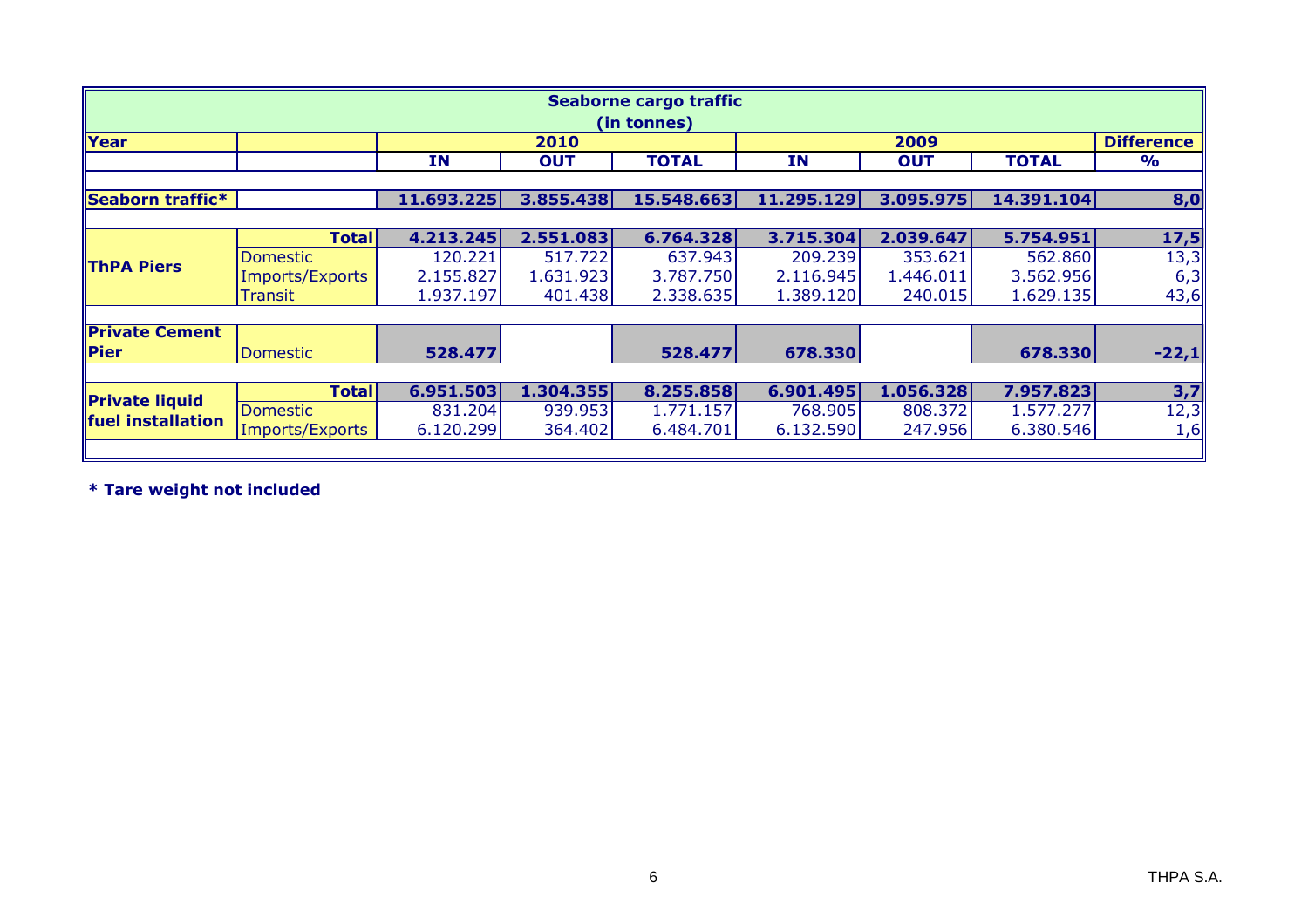| Seaborne cargo traffic (in tonnes) | | | | | | | | |
|---|---|---|---|---|---|---|---|---|
| **Year** | | **2010** | | | **2009** | | | **Difference** |
| | | **IN** | **OUT** | **TOTAL** | **IN** | **OUT** | **TOTAL** | **%** |
| **Seaborn traffic*** | | **11.693.225** | **3.855.438** | **15.548.663** | **11.295.129** | **3.095.975** | **14.391.104** | **8,0** |
| **ThPA Piers** | **Total** | **4.213.245** | **2.551.083** | **6.764.328** | **3.715.304** | **2.039.647** | **5.754.951** | **17,5** |
| | Domestic | 120.221 | 517.722 | 637.943 | 209.239 | 353.621 | 562.860 | 13,3 |
| | Imports/Exports | 2.155.827 | 1.631.923 | 3.787.750 | 2.116.945 | 1.446.011 | 3.562.956 | 6,3 |
| | Transit | 1.937.197 | 401.438 | 2.338.635 | 1.389.120 | 240.015 | 1.629.135 | 43,6 |
| **Private Cement Pier** | Domestic | **528.477** | | **528.477** | **678.330** | | **678.330** | **-22,1** |
| **Private liquid fuel installation** | **Total** | **6.951.503** | **1.304.355** | **8.255.858** | **6.901.495** | **1.056.328** | **7.957.823** | **3,7** |
| | Domestic | 831.204 | 939.953 | 1.771.157 | 768.905 | 808.372 | 1.577.277 | 12,3 |
| | Imports/Exports | 6.120.299 | 364.402 | 6.484.701 | 6.132.590 | 247.956 | 6.380.546 | 1,6 |

**\* Tare weight not included**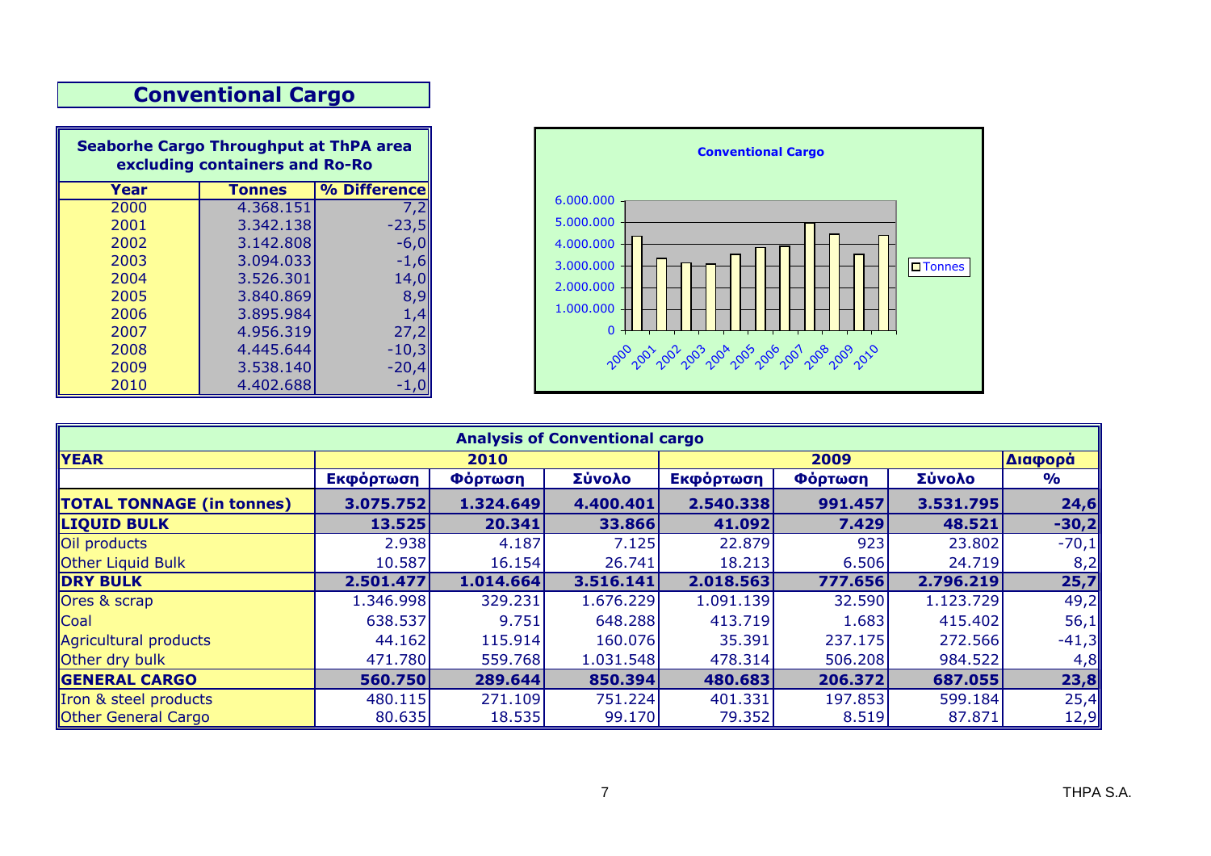# Conventional Cargo

| Seaborhe Cargo Throughput at ThPA area excluding containers and Ro-Ro | | |
|---|---|---|
| **Year** | **Tonnes** | **% Difference** |
| 2000 | 4.368.151 | 7,2 |
| 2001 | 3.342.138 | -23,5 |
| 2002 | 3.142.808 | -6,0 |
| 2003 | 3.094.033 | -1,6 |
| 2004 | 3.526.301 | 14,0 |
| 2005 | 3.840.869 | 8,9 |
| 2006 | 3.895.984 | 1,4 |
| 2007 | 4.956.319 | 27,2 |
| 2008 | 4.445.644 | -10,3 |
| 2009 | 3.538.140 | -20,4 |
| 2010 | 4.402.688 | -1,0 |

| Analysis of Conventional cargo | | | | | | | |
|---|---|---|---|---|---|---|---|
| **YEAR** | **2010** | | | **2009** | | | **Διαφορά** |
| | **Εκφόρτωση** | **Φόρτωση** | **Σύνολο** | **Εκφόρτωση** | **Φόρτωση** | **Σύνολο** | **%** |
| **TOTAL TONNAGE (in tonnes)** | **3.075.752** | **1.324.649** | **4.400.401** | **2.540.338** | **991.457** | **3.531.795** | **24,6** |
| **LIQUID BULK** | **13.525** | **20.341** | **33.866** | **41.092** | **7.429** | **48.521** | **-30,2** |
| Oil products | 2.938 | 4.187 | 7.125 | 22.879 | 923 | 23.802 | -70,1 |
| Other Liquid Bulk | 10.587 | 16.154 | 26.741 | 18.213 | 6.506 | 24.719 | 8,2 |
| **DRY BULK** | **2.501.477** | **1.014.664** | **3.516.141** | **2.018.563** | **777.656** | **2.796.219** | **25,7** |
| Ores & scrap | 1.346.998 | 329.231 | 1.676.229 | 1.091.139 | 32.590 | 1.123.729 | 49,2 |
| Coal | 638.537 | 9.751 | 648.288 | 413.719 | 1.683 | 415.402 | 56,1 |
| Agricultural products | 44.162 | 115.914 | 160.076 | 35.391 | 237.175 | 272.566 | -41,3 |
| Other dry bulk | 471.780 | 559.768 | 1.031.548 | 478.314 | 506.208 | 984.522 | 4,8 |
| **GENERAL CARGO** | **560.750** | **289.644** | **850.394** | **480.683** | **206.372** | **687.055** | **23,8** |
| Iron & steel products | 480.115 | 271.109 | 751.224 | 401.331 | 197.853 | 599.184 | 25,4 |
| Other General Cargo | 80.635 | 18.535 | 99.170 | 79.352 | 8.519 | 87.871 | 12,9 |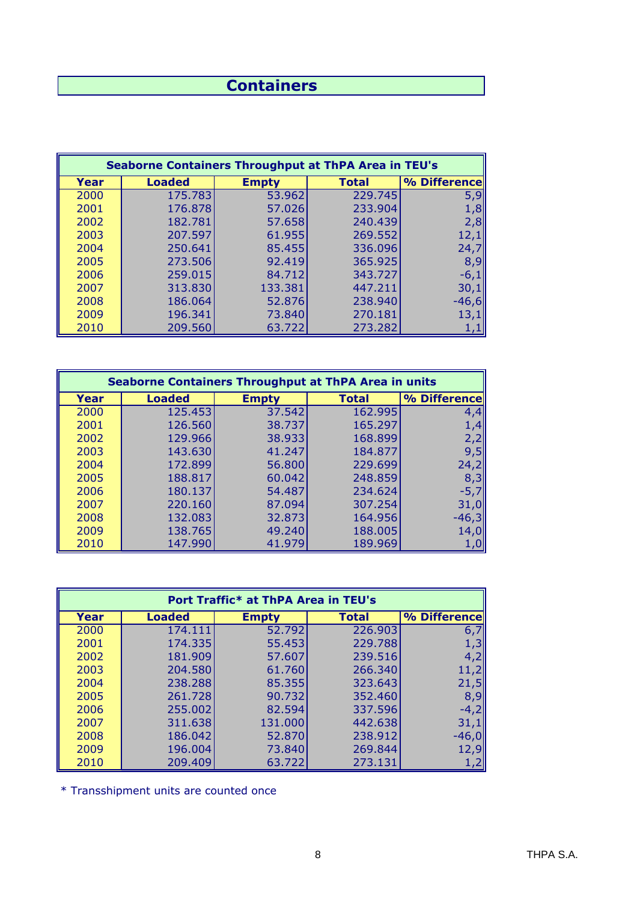# Containers

| Seaborne Containers Throughput at ThPA Area in TEU's | | | | |
|---|---|---|---|---|
| **Year** | **Loaded** | **Empty** | **Total** | **% Difference** |
| 2000 | 175.783 | 53.962 | 229.745 | 5,9 |
| 2001 | 176.878 | 57.026 | 233.904 | 1,8 |
| 2002 | 182.781 | 57.658 | 240.439 | 2,8 |
| 2003 | 207.597 | 61.955 | 269.552 | 12,1 |
| 2004 | 250.641 | 85.455 | 336.096 | 24,7 |
| 2005 | 273.506 | 92.419 | 365.925 | 8,9 |
| 2006 | 259.015 | 84.712 | 343.727 | -6,1 |
| 2007 | 313.830 | 133.381 | 447.211 | 30,1 |
| 2008 | 186.064 | 52.876 | 238.940 | -46,6 |
| 2009 | 196.341 | 73.840 | 270.181 | 13,1 |
| 2010 | 209.560 | 63.722 | 273.282 | 1,1 |

| Seaborne Containers Throughput at ThPA Area in units | | | | |
|---|---|---|---|---|
| **Year** | **Loaded** | **Empty** | **Total** | **% Difference** |
| 2000 | 125.453 | 37.542 | 162.995 | 4,4 |
| 2001 | 126.560 | 38.737 | 165.297 | 1,4 |
| 2002 | 129.966 | 38.933 | 168.899 | 2,2 |
| 2003 | 143.630 | 41.247 | 184.877 | 9,5 |
| 2004 | 172.899 | 56.800 | 229.699 | 24,2 |
| 2005 | 188.817 | 60.042 | 248.859 | 8,3 |
| 2006 | 180.137 | 54.487 | 234.624 | -5,7 |
| 2007 | 220.160 | 87.094 | 307.254 | 31,0 |
| 2008 | 132.083 | 32.873 | 164.956 | -46,3 |
| 2009 | 138.765 | 49.240 | 188.005 | 14,0 |
| 2010 | 147.990 | 41.979 | 189.969 | 1,0 |

| Port Traffic* at ThPA Area in TEU's | | | | |
|---|---|---|---|---|
| **Year** | **Loaded** | **Empty** | **Total** | **% Difference** |
| 2000 | 174.111 | 52.792 | 226.903 | 6,7 |
| 2001 | 174.335 | 55.453 | 229.788 | 1,3 |
| 2002 | 181.909 | 57.607 | 239.516 | 4,2 |
| 2003 | 204.580 | 61.760 | 266.340 | 11,2 |
| 2004 | 238.288 | 85.355 | 323.643 | 21,5 |
| 2005 | 261.728 | 90.732 | 352.460 | 8,9 |
| 2006 | 255.002 | 82.594 | 337.596 | -4,2 |
| 2007 | 311.638 | 131.000 | 442.638 | 31,1 |
| 2008 | 186.042 | 52.870 | 238.912 | -46,0 |
| 2009 | 196.004 | 73.840 | 269.844 | 12,9 |
| 2010 | 209.409 | 63.722 | 273.131 | 1,2 |

* Transshipment units are counted once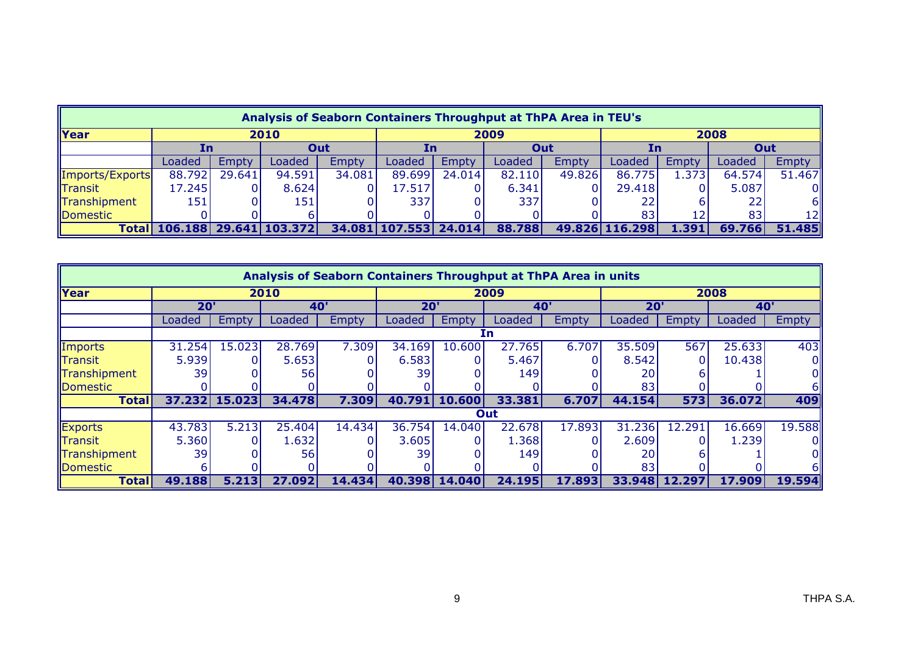| Analysis of Seaborn Containers Throughput at ThPA Area in TEU's | | | | | | | | | | | | |
|---|---|---|---|---|---|---|---|---|---|---|---|---|
| **Year** | **2010** | | | | **2009** | | | | **2008** | | | |
| | **In** | | **Out** | | **In** | | **Out** | | **In** | | **Out** | |
| | Loaded | Empty | Loaded | Empty | Loaded | Empty | Loaded | Empty | Loaded | Empty | Loaded | Empty |
| Imports/Exports | 88.792 | 29.641 | 94.591 | 34.081 | 89.699 | 24.014 | 82.110 | 49.826 | 86.775 | 1.373 | 64.574 | 51.467 |
| Transit | 17.245 | 0 | 8.624 | 0 | 17.517 | 0 | 6.341 | 0 | 29.418 | 0 | 5.087 | 0 |
| Transhipment | 151 | 0 | 151 | 0 | 337 | 0 | 337 | 0 | 22 | 6 | 22 | 6 |
| Domestic | 0 | 0 | 6 | 0 | 0 | 0 | 0 | 0 | 83 | 12 | 83 | 12 |
| **Total** | **106.188** | **29.641** | **103.372** | **34.081** | **107.553** | **24.014** | **88.788** | **49.826** | **116.298** | **1.391** | **69.766** | **51.485** |

| Analysis of Seaborn Containers Throughput at ThPA Area in units | | | | | | | | | | | | |
|---|---|---|---|---|---|---|---|---|---|---|---|---|
| **Year** | **2010** | | | | **2009** | | | | **2008** | | | |
| | **20'** | | **40'** | | **20'** | | **40'** | | **20'** | | **40'** | |
| | Loaded | Empty | Loaded | Empty | Loaded | Empty | Loaded | Empty | Loaded | Empty | Loaded | Empty |
| | **In** | | | | | | | | | | | |
| Imports | 31.254 | 15.023 | 28.769 | 7.309 | 34.169 | 10.600 | 27.765 | 6.707 | 35.509 | 567 | 25.633 | 403 |
| Transit | 5.939 | 0 | 5.653 | 0 | 6.583 | 0 | 5.467 | 0 | 8.542 | 0 | 10.438 | 0 |
| Transhipment | 39 | 0 | 56 | 0 | 39 | 0 | 149 | 0 | 20 | 6 | 1 | 0 |
| Domestic | 0 | 0 | 0 | 0 | 0 | 0 | 0 | 0 | 83 | 0 | 0 | 6 |
| **Total** | **37.232** | **15.023** | **34.478** | **7.309** | **40.791** | **10.600** | **33.381** | **6.707** | **44.154** | **573** | **36.072** | **409** |
| | **Out** | | | | | | | | | | | |
| Exports | 43.783 | 5.213 | 25.404 | 14.434 | 36.754 | 14.040 | 22.678 | 17.893 | 31.236 | 12.291 | 16.669 | 19.588 |
| Transit | 5.360 | 0 | 1.632 | 0 | 3.605 | 0 | 1.368 | 0 | 2.609 | 0 | 1.239 | 0 |
| Transhipment | 39 | 0 | 56 | 0 | 39 | 0 | 149 | 0 | 20 | 6 | 1 | 0 |
| Domestic | 6 | 0 | 0 | 0 | 0 | 0 | 0 | 0 | 83 | 0 | 0 | 6 |
| **Total** | **49.188** | **5.213** | **27.092** | **14.434** | **40.398** | **14.040** | **24.195** | **17.893** | **33.948** | **12.297** | **17.909** | **19.594** |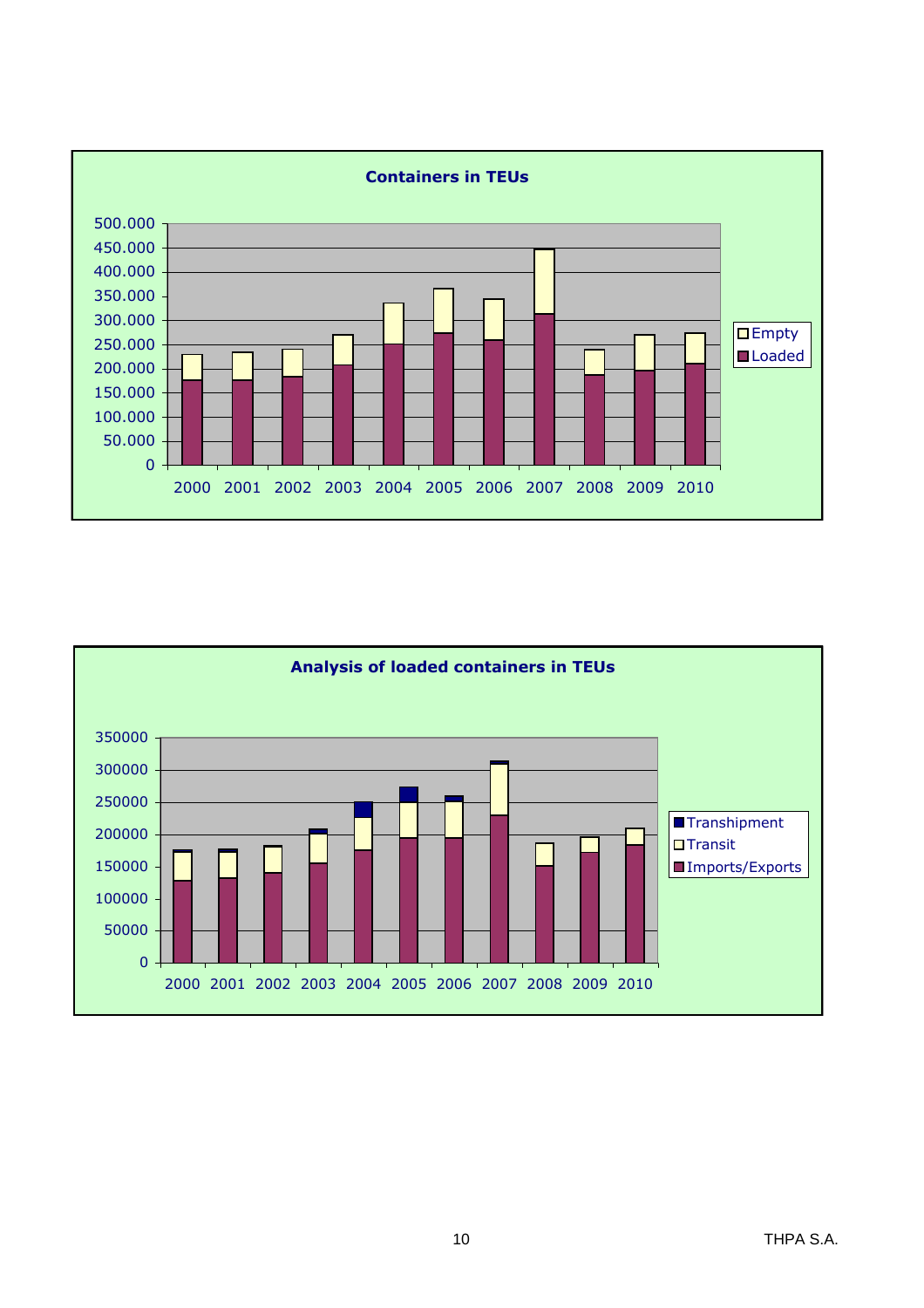**Containers in TEUs**

500.000
450.000
400.000
350.000
300.000
250.000
200.000
150.000
100.000
50.000
0

2000 2001 2002 2003 2004 2005 2006 2007 2008 2009 2010

Empty
Loaded

**Analysis of loaded containers in TEUs**

350000
300000
250000
200000
150000
100000
50000
0

2000 2001 2002 2003 2004 2005 2006 2007 2008 2009 2010

Transhipment
Transit
Imports/Exports